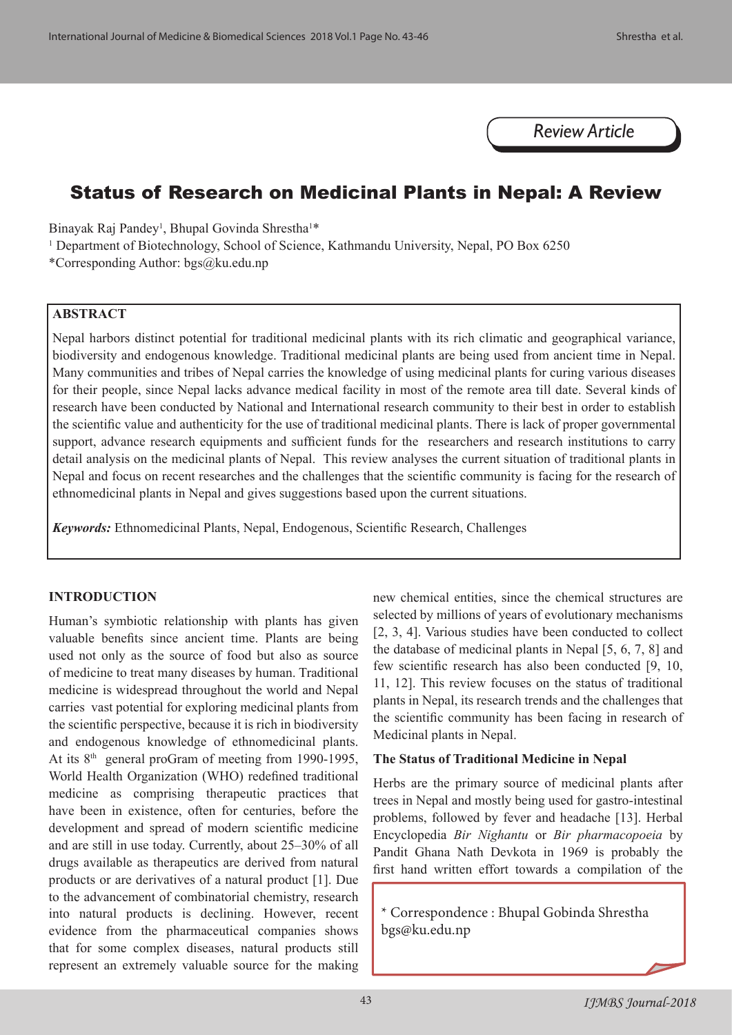Review Article

# Status of Research on Medicinal Plants in Nepal: A Review

Binayak Raj Pandey[1], Bhupal Govinda Shrestha[1]*

[1] Department of Biotechnology, School of Science, Kathmandu University, Nepal, PO Box 6250

*Corresponding Author: bgs@ku.edu.np

## ABSTRACT

Nepal harbors distinct potential for traditional medicinal plants with its rich climatic and geographical variance, biodiversity and endogenous knowledge. Traditional medicinal plants are being used from ancient time in Nepal. Many communities and tribes of Nepal carries the knowledge of using medicinal plants for curing various diseases for their people, since Nepal lacks advance medical facility in most of the remote area till date. Several kinds of research have been conducted by National and International research community to their best in order to establish the scientific value and authenticity for the use of traditional medicinal plants. There is lack of proper governmental support, advance research equipments and sufficient funds for the researchers and research institutions to carry detail analysis on the medicinal plants of Nepal. This review analyses the current situation of traditional plants in Nepal and focus on recent researches and the challenges that the scientific community is facing for the research of ethnomedicinal plants in Nepal and gives suggestions based upon the current situations.

***Keywords:*** Ethnomedicinal Plants, Nepal, Endogenous, Scientific Research, Challenges

## INTRODUCTION

Human's symbiotic relationship with plants has given valuable benefits since ancient time. Plants are being used not only as the source of food but also as source of medicine to treat many diseases by human. Traditional medicine is widespread throughout the world and Nepal carries vast potential for exploring medicinal plants from the scientific perspective, because it is rich in biodiversity and endogenous knowledge of ethnomedicinal plants. At its 8th general proGram of meeting from 1990-1995, World Health Organization (WHO) redefined traditional medicine as comprising therapeutic practices that have been in existence, often for centuries, before the development and spread of modern scientific medicine and are still in use today. Currently, about 25–30% of all drugs available as therapeutics are derived from natural products or are derivatives of a natural product [1]. Due to the advancement of combinatorial chemistry, research into natural products is declining. However, recent evidence from the pharmaceutical companies shows that for some complex diseases, natural products still represent an extremely valuable source for the making new chemical entities, since the chemical structures are selected by millions of years of evolutionary mechanisms [2, 3, 4]. Various studies have been conducted to collect the database of medicinal plants in Nepal [5, 6, 7, 8] and few scientific research has also been conducted [9, 10, 11, 12]. This review focuses on the status of traditional plants in Nepal, its research trends and the challenges that the scientific community has been facing in research of Medicinal plants in Nepal.

### The Status of Traditional Medicine in Nepal

Herbs are the primary source of medicinal plants after trees in Nepal and mostly being used for gastro-intestinal problems, followed by fever and headache [13]. Herbal Encyclopedia *Bir Nighantu* or *Bir pharmacopoeia* by Pandit Ghana Nath Devkota in 1969 is probably the first hand written effort towards a compilation of the

* Correspondence : Bhupal Gobinda Shrestha
bgs@ku.edu.np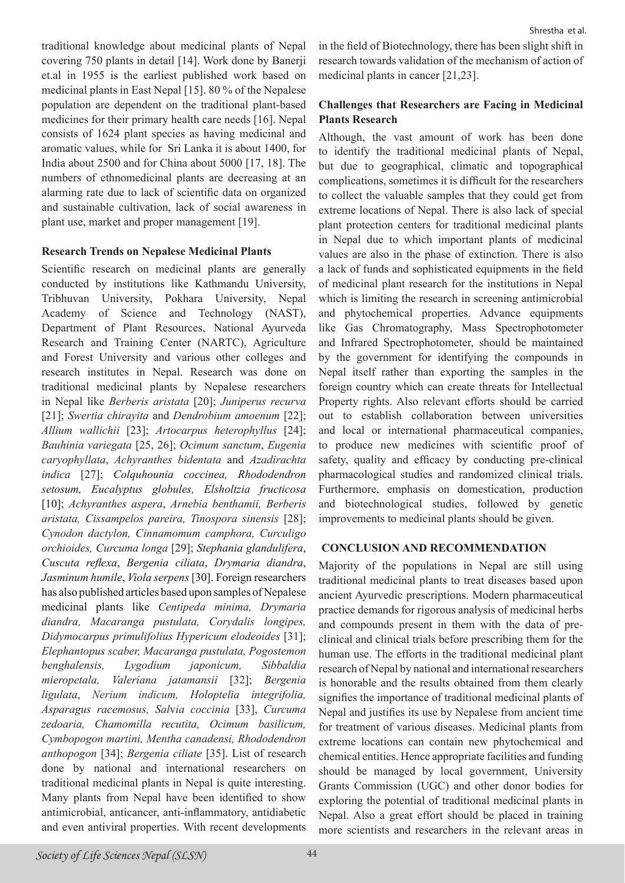traditional knowledge about medicinal plants of Nepal covering 750 plants in detail [14]. Work done by Banerji et.al in 1955 is the earliest published work based on medicinal plants in East Nepal [15]. 80 % of the Nepalese population are dependent on the traditional plant-based medicines for their primary health care needs [16]. Nepal consists of 1624 plant species as having medicinal and aromatic values, while for Sri Lanka it is about 1400, for India about 2500 and for China about 5000 [17, 18]. The numbers of ethnomedicinal plants are decreasing at an alarming rate due to lack of scientific data on organized and sustainable cultivation, lack of social awareness in plant use, market and proper management [19].

**Research Trends on Nepalese Medicinal Plants**

Scientific research on medicinal plants are generally conducted by institutions like Kathmandu University, Tribhuvan University, Pokhara University, Nepal Academy of Science and Technology (NAST), Department of Plant Resources, National Ayurveda Research and Training Center (NARTC), Agriculture and Forest University and various other colleges and research institutes in Nepal. Research was done on traditional medicinal plants by Nepalese researchers in Nepal like *Berberis aristata* [20]; *Juniperus recurva* [21]; *Swertia chirayita* and *Dendrobium amoenum* [22]; *Allium wallichii* [23]; *Artocarpus heterophyllus* [24]; *Bauhinia variegata* [25, 26]; *Ocimum sanctum*, *Eugenia caryophyllata*, *Achyranthes bidentata* and *Azadirachta indica* [27]; *Colquhounia coccinea, Rhododendron setosum, Eucalyptus globules, Elsholtzia fructicosa* [10]; *Achyranthes aspera*, *Arnebia benthamii, Berberis aristata, Cissampelos pareira, Tinospora sinensis* [28]; *Cynodon dactylon, Cinnamomum camphora, Curculigo orchioides, Curcuma longa* [29]; *Stephania glandulifera*, *Cuscuta reflexa*, *Bergenia ciliata*, *Drymaria diandra*, *Jasminum humile*, *Viola serpens* [30]. Foreign researchers has also published articles based upon samples of Nepalese medicinal plants like *Centipeda minima, Drymaria diandra, Macaranga pustulata, Corydalis longipes, Didymocarpus primulifolius Hypericum elodeoides* [31]; *Elephantopus scaber, Macaranga pustulata, Pogostemon benghalensis, Lygodium japonicum, Sibbaldia mieropetala, Valeriana jatamansii* [32]; *Bergenia ligulata*, *Nerium indicum, Holoptelia integrifolia, Asparagus racemosus, Salvia coccinia* [33], *Curcuma zedoaria, Chamomilla recutita, Ocimum basilicum, Cymbopogon martini, Mentha canadensi, Rhododendron anthopogon* [34]; *Bergenia ciliate* [35]. List of research done by national and international researchers on traditional medicinal plants in Nepal is quite interesting. Many plants from Nepal have been identified to show antimicrobial, anticancer, anti-inflammatory, antidiabetic and even antiviral properties. With recent developments in the field of Biotechnology, there has been slight shift in research towards validation of the mechanism of action of medicinal plants in cancer [21,23].

**Challenges that Researchers are Facing in Medicinal Plants Research**

Although, the vast amount of work has been done to identify the traditional medicinal plants of Nepal, but due to geographical, climatic and topographical complications, sometimes it is difficult for the researchers to collect the valuable samples that they could get from extreme locations of Nepal. There is also lack of special plant protection centers for traditional medicinal plants in Nepal due to which important plants of medicinal values are also in the phase of extinction. There is also a lack of funds and sophisticated equipments in the field of medicinal plant research for the institutions in Nepal which is limiting the research in screening antimicrobial and phytochemical properties. Advance equipments like Gas Chromatography, Mass Spectrophotometer and Infrared Spectrophotometer, should be maintained by the government for identifying the compounds in Nepal itself rather than exporting the samples in the foreign country which can create threats for Intellectual Property rights. Also relevant efforts should be carried out to establish collaboration between universities and local or international pharmaceutical companies, to produce new medicines with scientific proof of safety, quality and efficacy by conducting pre-clinical pharmacological studies and randomized clinical trials. Furthermore, emphasis on domestication, production and biotechnological studies, followed by genetic improvements to medicinal plants should be given.

**CONCLUSION AND RECOMMENDATION**

Majority of the populations in Nepal are still using traditional medicinal plants to treat diseases based upon ancient Ayurvedic prescriptions. Modern pharmaceutical practice demands for rigorous analysis of medicinal herbs and compounds present in them with the data of pre-clinical and clinical trials before prescribing them for the human use. The efforts in the traditional medicinal plant research of Nepal by national and international researchers is honorable and the results obtained from them clearly signifies the importance of traditional medicinal plants of Nepal and justifies its use by Nepalese from ancient time for treatment of various diseases. Medicinal plants from extreme locations can contain new phytochemical and chemical entities. Hence appropriate facilities and funding should be managed by local government, University Grants Commission (UGC) and other donor bodies for exploring the potential of traditional medicinal plants in Nepal. Also a great effort should be placed in training more scientists and researchers in the relevant areas in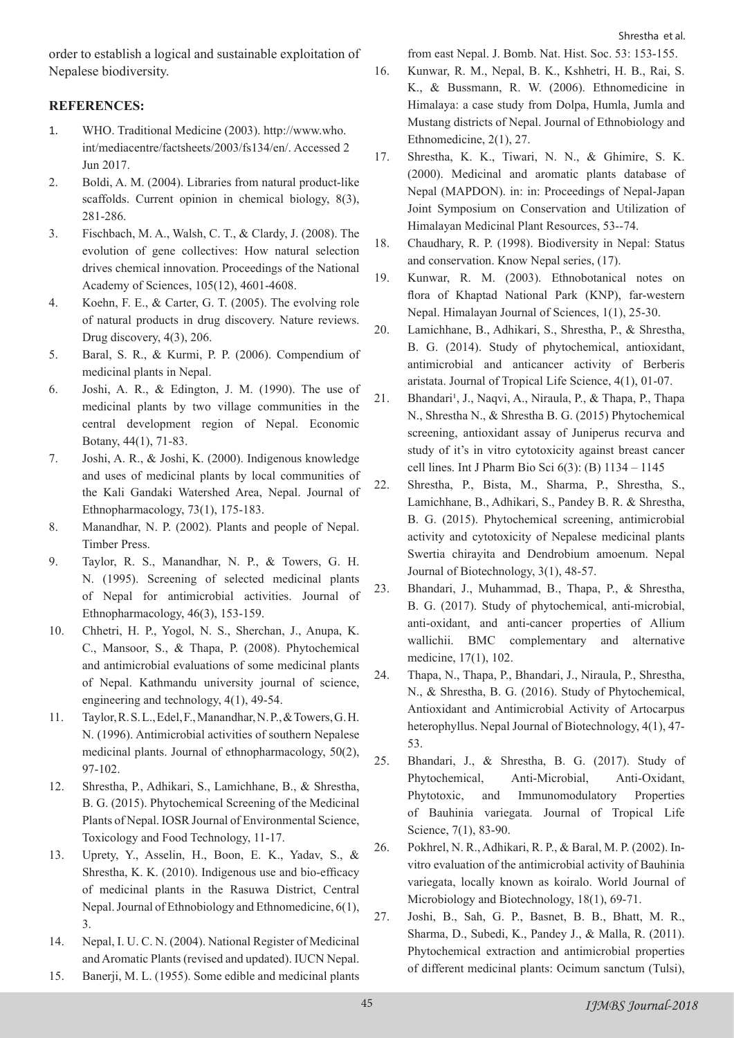order to establish a logical and sustainable exploitation of Nepalese biodiversity.

## REFERENCES:

1. WHO. Traditional Medicine (2003). http://www.who.int/mediacentre/factsheets/2003/fs134/en/. Accessed 2 Jun 2017.
2. Boldi, A. M. (2004). Libraries from natural product-like scaffolds. Current opinion in chemical biology, 8(3), 281-286.
3. Fischbach, M. A., Walsh, C. T., & Clardy, J. (2008). The evolution of gene collectives: How natural selection drives chemical innovation. Proceedings of the National Academy of Sciences, 105(12), 4601-4608.
4. Koehn, F. E., & Carter, G. T. (2005). The evolving role of natural products in drug discovery. Nature reviews. Drug discovery, 4(3), 206.
5. Baral, S. R., & Kurmi, P. P. (2006). Compendium of medicinal plants in Nepal.
6. Joshi, A. R., & Edington, J. M. (1990). The use of medicinal plants by two village communities in the central development region of Nepal. Economic Botany, 44(1), 71-83.
7. Joshi, A. R., & Joshi, K. (2000). Indigenous knowledge and uses of medicinal plants by local communities of the Kali Gandaki Watershed Area, Nepal. Journal of Ethnopharmacology, 73(1), 175-183.
8. Manandhar, N. P. (2002). Plants and people of Nepal. Timber Press.
9. Taylor, R. S., Manandhar, N. P., & Towers, G. H. N. (1995). Screening of selected medicinal plants of Nepal for antimicrobial activities. Journal of Ethnopharmacology, 46(3), 153-159.
10. Chhetri, H. P., Yogol, N. S., Sherchan, J., Anupa, K. C., Mansoor, S., & Thapa, P. (2008). Phytochemical and antimicrobial evaluations of some medicinal plants of Nepal. Kathmandu university journal of science, engineering and technology, 4(1), 49-54.
11. Taylor, R. S. L., Edel, F., Manandhar, N. P., & Towers, G. H. N. (1996). Antimicrobial activities of southern Nepalese medicinal plants. Journal of ethnopharmacology, 50(2), 97-102.
12. Shrestha, P., Adhikari, S., Lamichhane, B., & Shrestha, B. G. (2015). Phytochemical Screening of the Medicinal Plants of Nepal. IOSR Journal of Environmental Science, Toxicology and Food Technology, 11-17.
13. Uprety, Y., Asselin, H., Boon, E. K., Yadav, S., & Shrestha, K. K. (2010). Indigenous use and bio-efficacy of medicinal plants in the Rasuwa District, Central Nepal. Journal of Ethnobiology and Ethnomedicine, 6(1), 3.
14. Nepal, I. U. C. N. (2004). National Register of Medicinal and Aromatic Plants (revised and updated). IUCN Nepal.
15. Banerji, M. L. (1955). Some edible and medicinal plants from east Nepal. J. Bomb. Nat. Hist. Soc. 53: 153-155.
16. Kunwar, R. M., Nepal, B. K., Kshhetri, H. B., Rai, S. K., & Bussmann, R. W. (2006). Ethnomedicine in Himalaya: a case study from Dolpa, Humla, Jumla and Mustang districts of Nepal. Journal of Ethnobiology and Ethnomedicine, 2(1), 27.
17. Shrestha, K. K., Tiwari, N. N., & Ghimire, S. K. (2000). Medicinal and aromatic plants database of Nepal (MAPDON). in: in: Proceedings of Nepal-Japan Joint Symposium on Conservation and Utilization of Himalayan Medicinal Plant Resources, 53--74.
18. Chaudhary, R. P. (1998). Biodiversity in Nepal: Status and conservation. Know Nepal series, (17).
19. Kunwar, R. M. (2003). Ethnobotanical notes on flora of Khaptad National Park (KNP), far-western Nepal. Himalayan Journal of Sciences, 1(1), 25-30.
20. Lamichhane, B., Adhikari, S., Shrestha, P., & Shrestha, B. G. (2014). Study of phytochemical, antioxidant, antimicrobial and anticancer activity of Berberis aristata. Journal of Tropical Life Science, 4(1), 01-07.
21. Bhandari[1], J., Naqvi, A., Niraula, P., & Thapa, P., Thapa N., Shrestha N., & Shrestha B. G. (2015) Phytochemical screening, antioxidant assay of Juniperus recurva and study of it's in vitro cytotoxicity against breast cancer cell lines. Int J Pharm Bio Sci 6(3): (B) 1134 – 1145
22. Shrestha, P., Bista, M., Sharma, P., Shrestha, S., Lamichhane, B., Adhikari, S., Pandey B. R. & Shrestha, B. G. (2015). Phytochemical screening, antimicrobial activity and cytotoxicity of Nepalese medicinal plants Swertia chirayita and Dendrobium amoenum. Nepal Journal of Biotechnology, 3(1), 48-57.
23. Bhandari, J., Muhammad, B., Thapa, P., & Shrestha, B. G. (2017). Study of phytochemical, anti-microbial, anti-oxidant, and anti-cancer properties of Allium wallichii. BMC complementary and alternative medicine, 17(1), 102.
24. Thapa, N., Thapa, P., Bhandari, J., Niraula, P., Shrestha, N., & Shrestha, B. G. (2016). Study of Phytochemical, Antioxidant and Antimicrobial Activity of Artocarpus heterophyllus. Nepal Journal of Biotechnology, 4(1), 47-53.
25. Bhandari, J., & Shrestha, B. G. (2017). Study of Phytochemical, Anti-Microbial, Anti-Oxidant, Phytotoxic, and Immunomodulatory Properties of Bauhinia variegata. Journal of Tropical Life Science, 7(1), 83-90.
26. Pokhrel, N. R., Adhikari, R. P., & Baral, M. P. (2002). In-vitro evaluation of the antimicrobial activity of Bauhinia variegata, locally known as koiralo. World Journal of Microbiology and Biotechnology, 18(1), 69-71.
27. Joshi, B., Sah, G. P., Basnet, B. B., Bhatt, M. R., Sharma, D., Subedi, K., Pandey J., & Malla, R. (2011). Phytochemical extraction and antimicrobial properties of different medicinal plants: Ocimum sanctum (Tulsi),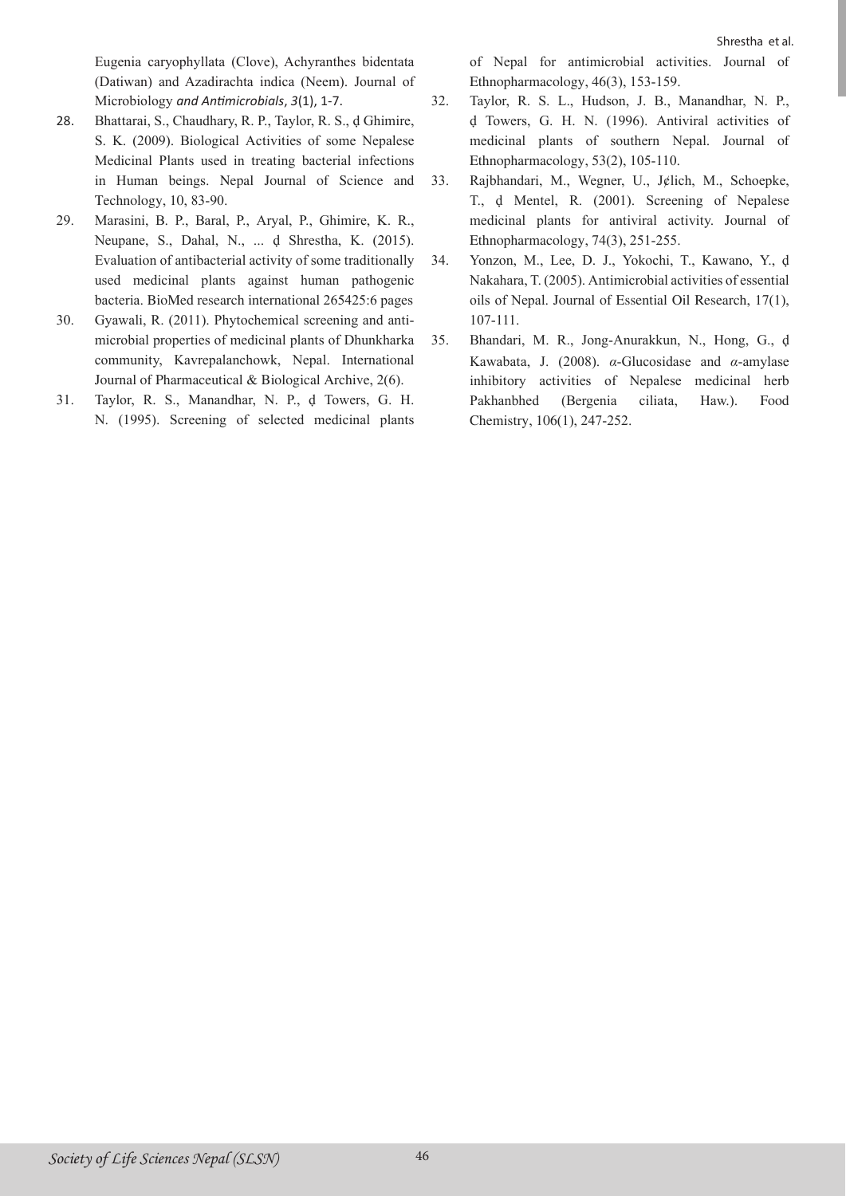Eugenia caryophyllata (Clove), Achyranthes bidentata (Datiwan) and Azadirachta indica (Neem). Journal of Microbiology *and Antimicrobials*, *3*(1), 1-7.

28. Bhattarai, S., Chaudhary, R. P., Taylor, R. S., �River Ghimire, S. K. (2009). Biological Activities of some Nepalese Medicinal Plants used in treating bacterial infections in Human beings. Nepal Journal of Science and Technology, 10, 83-90.

29. Marasini, B. P., Baral, P., Aryal, P., Ghimire, K. R., Neupane, S., Dahal, N., ... ḍ Shrestha, K. (2015). Evaluation of antibacterial activity of some traditionally used medicinal plants against human pathogenic bacteria. BioMed research international 265425:6 pages

30. Gyawali, R. (2011). Phytochemical screening and anti-microbial properties of medicinal plants of Dhunkharka community, Kavrepalanchowk, Nepal. International Journal of Pharmaceutical & Biological Archive, 2(6).

31. Taylor, R. S., Manandhar, N. P., ḍ Towers, G. H. N. (1995). Screening of selected medicinal plants of Nepal for antimicrobial activities. Journal of Ethnopharmacology, 46(3), 153-159.

32. Taylor, R. S. L., Hudson, J. B., Manandhar, N. P., ḍ Towers, G. H. N. (1996). Antiviral activities of medicinal plants of southern Nepal. Journal of Ethnopharmacology, 53(2), 105-110.

33. Rajbhandari, M., Wegner, U., J¢lich, M., Schoepke, T., ḍ Mentel, R. (2001). Screening of Nepalese medicinal plants for antiviral activity. Journal of Ethnopharmacology, 74(3), 251-255.

34. Yonzon, M., Lee, D. J., Yokochi, T., Kawano, Y., ḍ Nakahara, T. (2005). Antimicrobial activities of essential oils of Nepal. Journal of Essential Oil Research, 17(1), 107-111.

35. Bhandari, M. R., Jong-Anurakkun, N., Hong, G., ḍ Kawabata, J. (2008). *α*-Glucosidase and *α*-amylase inhibitory activities of Nepalese medicinal herb Pakhanbhed (Bergenia ciliata, Haw.). Food Chemistry, 106(1), 247-252.